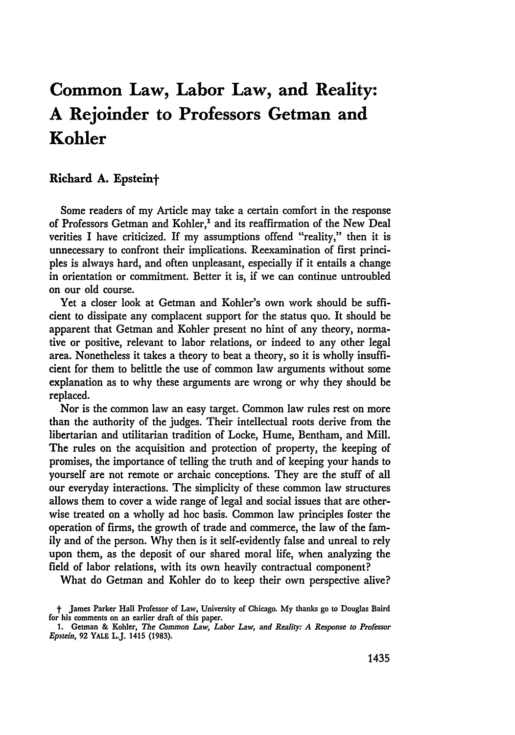# Common Law, Labor Law, and Reality: A Rejoinder to Professors Getman and Kohler

**Richard A. Epstein**†

Some readers of my Article may take a certain comfort in the response of Professors Getman and Kohler,[1] and its reaffirmation of the New Deal verities I have criticized. If my assumptions offend "reality," then it is unnecessary to confront their implications. Reexamination of first principles is always hard, and often unpleasant, especially if it entails a change in orientation or commitment. Better it is, if we can continue untroubled on our old course.

Yet a closer look at Getman and Kohler's own work should be sufficient to dissipate any complacent support for the status quo. It should be apparent that Getman and Kohler present no hint of any theory, normative or positive, relevant to labor relations, or indeed to any other legal area. Nonetheless it takes a theory to beat a theory, so it is wholly insufficient for them to belittle the use of common law arguments without some explanation as to why these arguments are wrong or why they should be replaced.

Nor is the common law an easy target. Common law rules rest on more than the authority of the judges. Their intellectual roots derive from the libertarian and utilitarian tradition of Locke, Hume, Bentham, and Mill. The rules on the acquisition and protection of property, the keeping of promises, the importance of telling the truth and of keeping your hands to yourself are not remote or archaic conceptions. They are the stuff of all our everyday interactions. The simplicity of these common law structures allows them to cover a wide range of legal and social issues that are otherwise treated on a wholly ad hoc basis. Common law principles foster the operation of firms, the growth of trade and commerce, the law of the family and of the person. Why then is it self-evidently false and unreal to rely upon them, as the deposit of our shared moral life, when analyzing the field of labor relations, with its own heavily contractual component?

What do Getman and Kohler do to keep their own perspective alive?

† James Parker Hall Professor of Law, University of Chicago. My thanks go to Douglas Baird for his comments on an earlier draft of this paper.

1. Getman & Kohler, *The Common Law, Labor Law, and Reality: A Response to Professor Epstein*, 92 YALE L.J. 1415 (1983).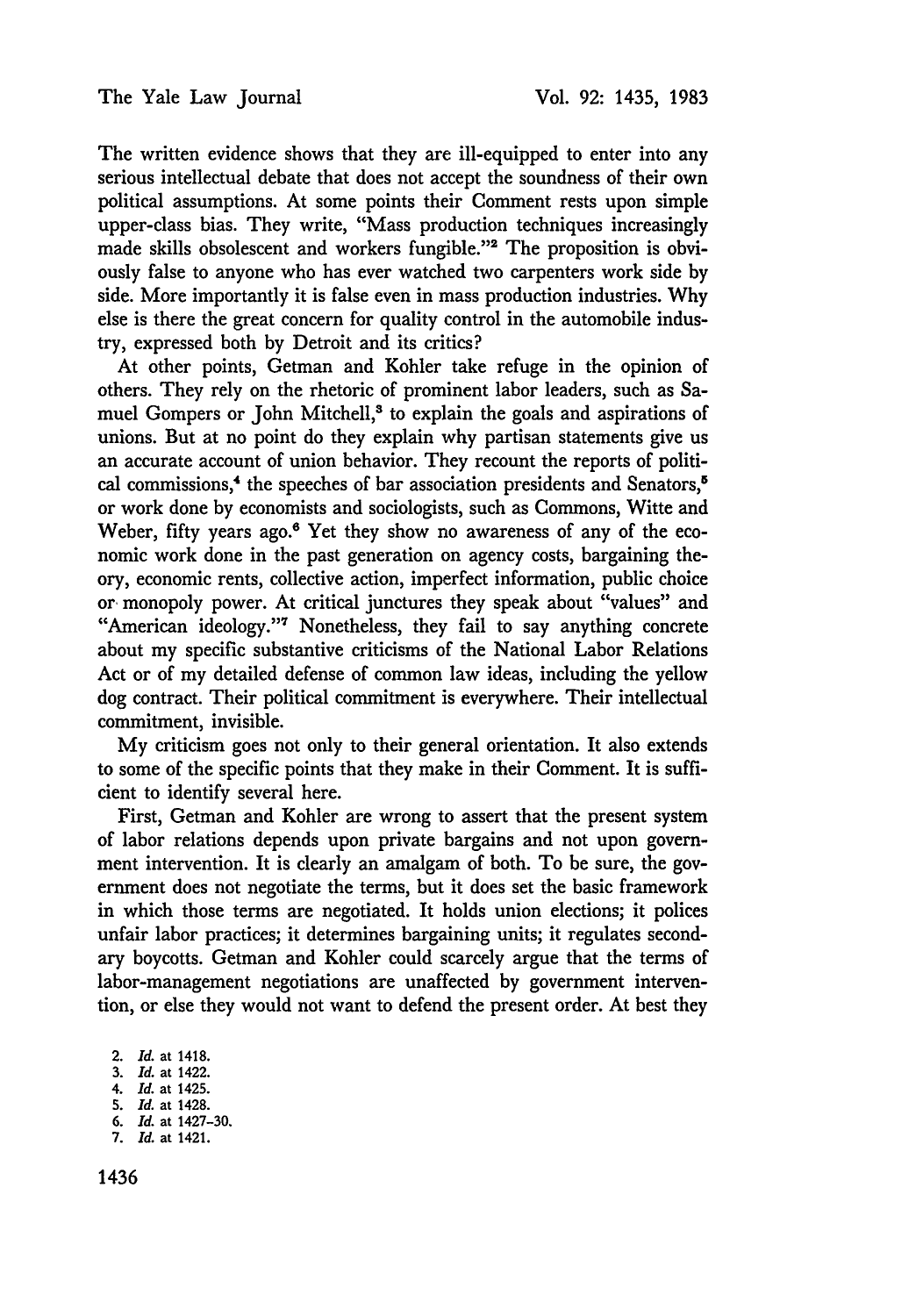The written evidence shows that they are ill-equipped to enter into any serious intellectual debate that does not accept the soundness of their own political assumptions. At some points their Comment rests upon simple upper-class bias. They write, "Mass production techniques increasingly made skills obsolescent and workers fungible."[2] The proposition is obviously false to anyone who has ever watched two carpenters work side by side. More importantly it is false even in mass production industries. Why else is there the great concern for quality control in the automobile industry, expressed both by Detroit and its critics?

At other points, Getman and Kohler take refuge in the opinion of others. They rely on the rhetoric of prominent labor leaders, such as Samuel Gompers or John Mitchell,[3] to explain the goals and aspirations of unions. But at no point do they explain why partisan statements give us an accurate account of union behavior. They recount the reports of political commissions,[4] the speeches of bar association presidents and Senators,[5] or work done by economists and sociologists, such as Commons, Witte and Weber, fifty years ago.[6] Yet they show no awareness of any of the economic work done in the past generation on agency costs, bargaining theory, economic rents, collective action, imperfect information, public choice or monopoly power. At critical junctures they speak about "values" and "American ideology."[7] Nonetheless, they fail to say anything concrete about my specific substantive criticisms of the National Labor Relations Act or of my detailed defense of common law ideas, including the yellow dog contract. Their political commitment is everywhere. Their intellectual commitment, invisible.

My criticism goes not only to their general orientation. It also extends to some of the specific points that they make in their Comment. It is sufficient to identify several here.

First, Getman and Kohler are wrong to assert that the present system of labor relations depends upon private bargains and not upon government intervention. It is clearly an amalgam of both. To be sure, the government does not negotiate the terms, but it does set the basic framework in which those terms are negotiated. It holds union elections; it polices unfair labor practices; it determines bargaining units; it regulates secondary boycotts. Getman and Kohler could scarcely argue that the terms of labor-management negotiations are unaffected by government intervention, or else they would not want to defend the present order. At best they

2. *Id.* at 1418.
3. *Id.* at 1422.
4. *Id.* at 1425.
5. *Id.* at 1428.
6. *Id.* at 1427-30.
7. *Id.* at 1421.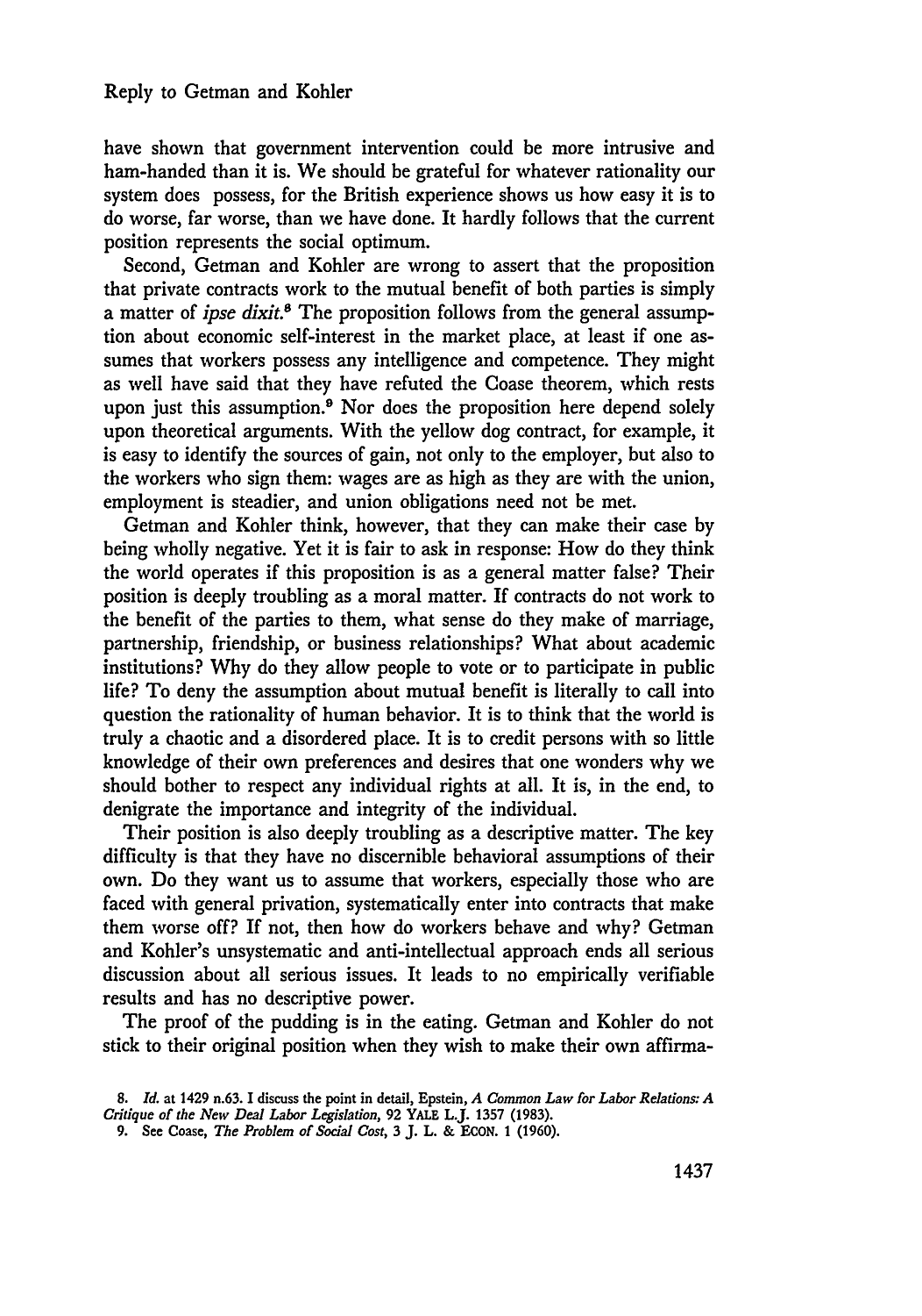have shown that government intervention could be more intrusive and ham-handed than it is. We should be grateful for whatever rationality our system does possess, for the British experience shows us how easy it is to do worse, far worse, than we have done. It hardly follows that the current position represents the social optimum.

Second, Getman and Kohler are wrong to assert that the proposition that private contracts work to the mutual benefit of both parties is simply a matter of *ipse dixit*.[8] The proposition follows from the general assumption about economic self-interest in the market place, at least if one assumes that workers possess any intelligence and competence. They might as well have said that they have refuted the Coase theorem, which rests upon just this assumption.[9] Nor does the proposition here depend solely upon theoretical arguments. With the yellow dog contract, for example, it is easy to identify the sources of gain, not only to the employer, but also to the workers who sign them: wages are as high as they are with the union, employment is steadier, and union obligations need not be met.

Getman and Kohler think, however, that they can make their case by being wholly negative. Yet it is fair to ask in response: How do they think the world operates if this proposition is as a general matter false? Their position is deeply troubling as a moral matter. If contracts do not work to the benefit of the parties to them, what sense do they make of marriage, partnership, friendship, or business relationships? What about academic institutions? Why do they allow people to vote or to participate in public life? To deny the assumption about mutual benefit is literally to call into question the rationality of human behavior. It is to think that the world is truly a chaotic and a disordered place. It is to credit persons with so little knowledge of their own preferences and desires that one wonders why we should bother to respect any individual rights at all. It is, in the end, to denigrate the importance and integrity of the individual.

Their position is also deeply troubling as a descriptive matter. The key difficulty is that they have no discernible behavioral assumptions of their own. Do they want us to assume that workers, especially those who are faced with general privation, systematically enter into contracts that make them worse off? If not, then how do workers behave and why? Getman and Kohler's unsystematic and anti-intellectual approach ends all serious discussion about all serious issues. It leads to no empirically verifiable results and has no descriptive power.

The proof of the pudding is in the eating. Getman and Kohler do not stick to their original position when they wish to make their own affirma-

8. *Id.* at 1429 n.63. I discuss the point in detail, Epstein, *A Common Law for Labor Relations: A Critique of the New Deal Labor Legislation*, 92 YALE L.J. 1357 (1983).

9. See Coase, *The Problem of Social Cost*, 3 J. L. & ECON. 1 (1960).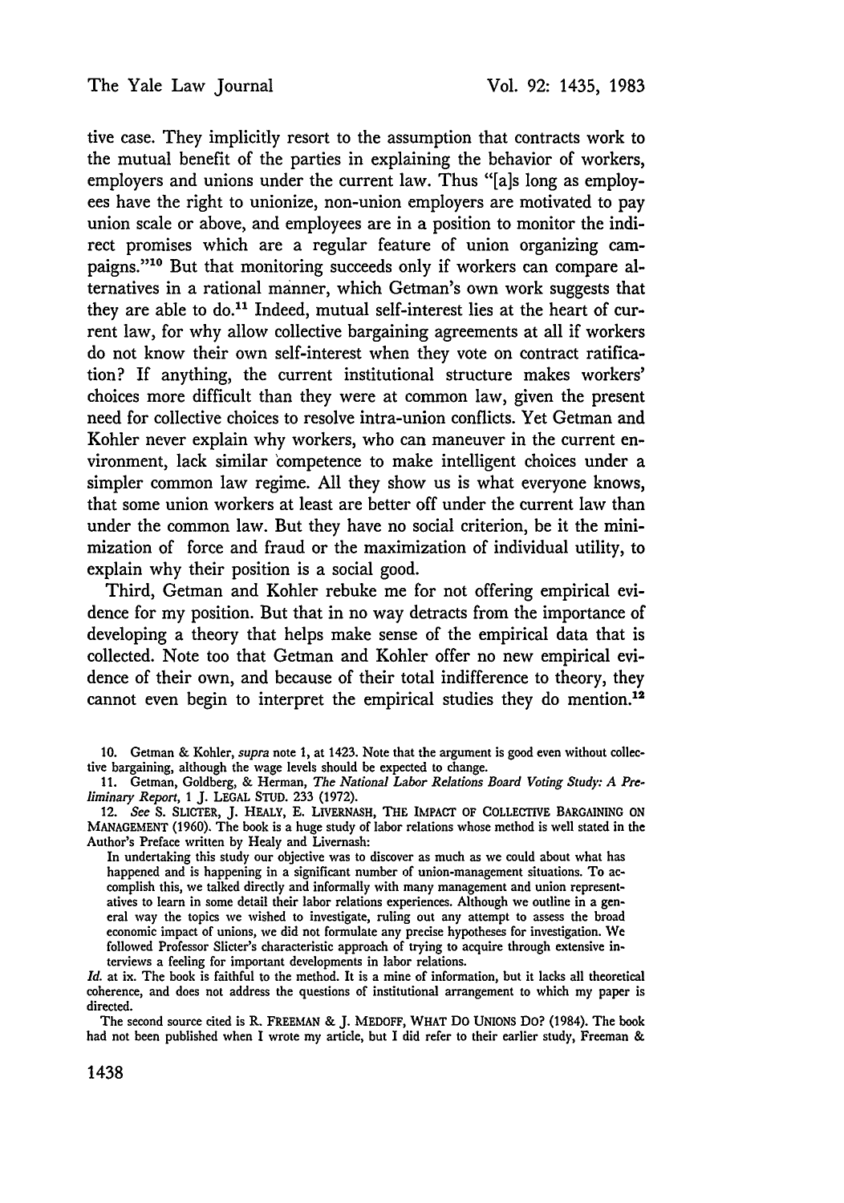tive case. They implicitly resort to the assumption that contracts work to the mutual benefit of the parties in explaining the behavior of workers, employers and unions under the current law. Thus "[a]s long as employees have the right to unionize, non-union employers are motivated to pay union scale or above, and employees are in a position to monitor the indirect promises which are a regular feature of union organizing campaigns."[10] But that monitoring succeeds only if workers can compare alternatives in a rational manner, which Getman's own work suggests that they are able to do.[11] Indeed, mutual self-interest lies at the heart of current law, for why allow collective bargaining agreements at all if workers do not know their own self-interest when they vote on contract ratification? If anything, the current institutional structure makes workers' choices more difficult than they were at common law, given the present need for collective choices to resolve intra-union conflicts. Yet Getman and Kohler never explain why workers, who can maneuver in the current environment, lack similar competence to make intelligent choices under a simpler common law regime. All they show us is what everyone knows, that some union workers at least are better off under the current law than under the common law. But they have no social criterion, be it the minimization of force and fraud or the maximization of individual utility, to explain why their position is a social good.

Third, Getman and Kohler rebuke me for not offering empirical evidence for my position. But that in no way detracts from the importance of developing a theory that helps make sense of the empirical data that is collected. Note too that Getman and Kohler offer no new empirical evidence of their own, and because of their total indifference to theory, they cannot even begin to interpret the empirical studies they do mention.[12]

10. Getman & Kohler, *supra* note 1, at 1423. Note that the argument is good even without collective bargaining, although the wage levels should be expected to change.

11. Getman, Goldberg, & Herman, *The National Labor Relations Board Voting Study: A Preliminary Report*, 1 J. LEGAL STUD. 233 (1972).

12. *See* S. SLICTER, J. HEALY, E. LIVERNASH, THE IMPACT OF COLLECTIVE BARGAINING ON MANAGEMENT (1960). The book is a huge study of labor relations whose method is well stated in the Author's Preface written by Healy and Livernash:

> In undertaking this study our objective was to discover as much as we could about what has happened and is happening in a significant number of union-management situations. To accomplish this, we talked directly and informally with many management and union representatives to learn in some detail their labor relations experiences. Although we outline in a general way the topics we wished to investigate, ruling out any attempt to assess the broad economic impact of unions, we did not formulate any precise hypotheses for investigation. We followed Professor Slicter's characteristic approach of trying to acquire through extensive interviews a feeling for important developments in labor relations.

*Id.* at ix. The book is faithful to the method. It is a mine of information, but it lacks all theoretical coherence, and does not address the questions of institutional arrangement to which my paper is directed.

The second source cited is R. FREEMAN & J. MEDOFF, WHAT DO UNIONS DO? (1984). The book had not been published when I wrote my article, but I did refer to their earlier study, Freeman &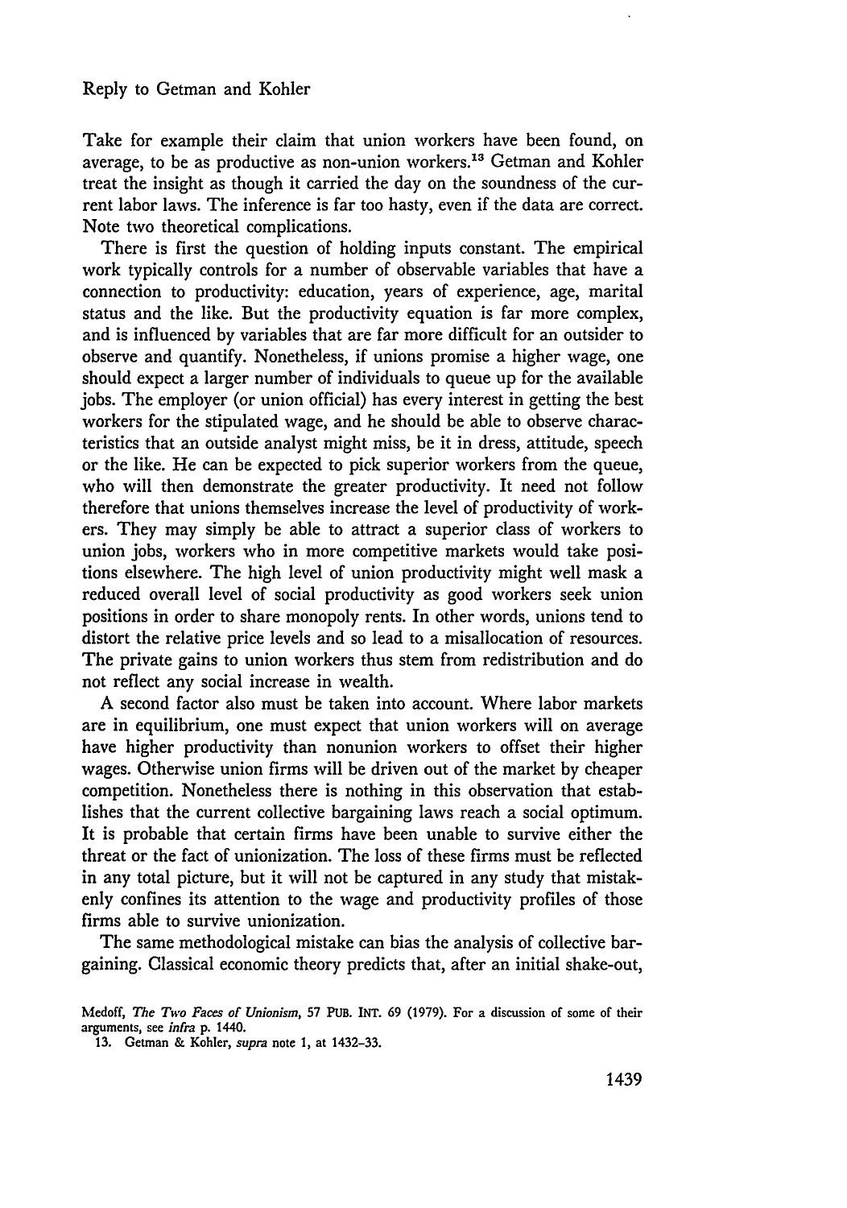Take for example their claim that union workers have been found, on average, to be as productive as non-union workers.[13] Getman and Kohler treat the insight as though it carried the day on the soundness of the current labor laws. The inference is far too hasty, even if the data are correct. Note two theoretical complications.

There is first the question of holding inputs constant. The empirical work typically controls for a number of observable variables that have a connection to productivity: education, years of experience, age, marital status and the like. But the productivity equation is far more complex, and is influenced by variables that are far more difficult for an outsider to observe and quantify. Nonetheless, if unions promise a higher wage, one should expect a larger number of individuals to queue up for the available jobs. The employer (or union official) has every interest in getting the best workers for the stipulated wage, and he should be able to observe characteristics that an outside analyst might miss, be it in dress, attitude, speech or the like. He can be expected to pick superior workers from the queue, who will then demonstrate the greater productivity. It need not follow therefore that unions themselves increase the level of productivity of workers. They may simply be able to attract a superior class of workers to union jobs, workers who in more competitive markets would take positions elsewhere. The high level of union productivity might well mask a reduced overall level of social productivity as good workers seek union positions in order to share monopoly rents. In other words, unions tend to distort the relative price levels and so lead to a misallocation of resources. The private gains to union workers thus stem from redistribution and do not reflect any social increase in wealth.

A second factor also must be taken into account. Where labor markets are in equilibrium, one must expect that union workers will on average have higher productivity than nonunion workers to offset their higher wages. Otherwise union firms will be driven out of the market by cheaper competition. Nonetheless there is nothing in this observation that establishes that the current collective bargaining laws reach a social optimum. It is probable that certain firms have been unable to survive either the threat or the fact of unionization. The loss of these firms must be reflected in any total picture, but it will not be captured in any study that mistakenly confines its attention to the wage and productivity profiles of those firms able to survive unionization.

The same methodological mistake can bias the analysis of collective bargaining. Classical economic theory predicts that, after an initial shake-out,

---

Medoff, *The Two Faces of Unionism*, 57 PUB. INT. 69 (1979). For a discussion of some of their arguments, see *infra* p. 1440.

13. Getman & Kohler, *supra* note 1, at 1432-33.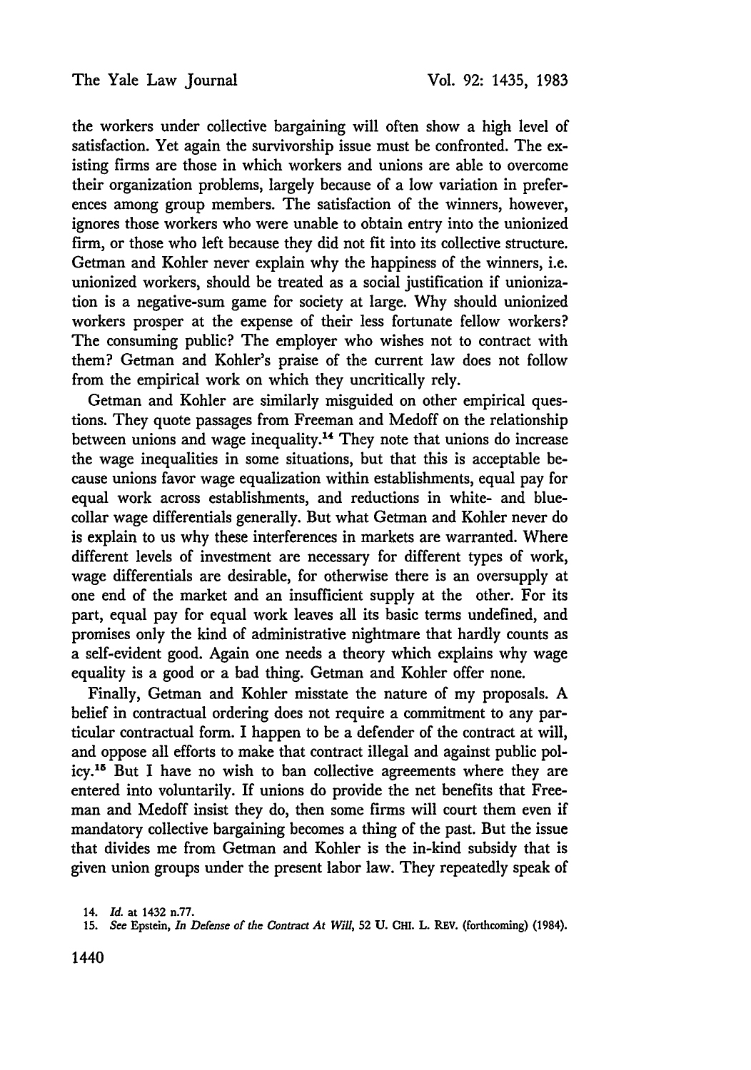the workers under collective bargaining will often show a high level of satisfaction. Yet again the survivorship issue must be confronted. The existing firms are those in which workers and unions are able to overcome their organization problems, largely because of a low variation in preferences among group members. The satisfaction of the winners, however, ignores those workers who were unable to obtain entry into the unionized firm, or those who left because they did not fit into its collective structure. Getman and Kohler never explain why the happiness of the winners, i.e. unionized workers, should be treated as a social justification if unionization is a negative-sum game for society at large. Why should unionized workers prosper at the expense of their less fortunate fellow workers? The consuming public? The employer who wishes not to contract with them? Getman and Kohler's praise of the current law does not follow from the empirical work on which they uncritically rely.

Getman and Kohler are similarly misguided on other empirical questions. They quote passages from Freeman and Medoff on the relationship between unions and wage inequality.[14] They note that unions do increase the wage inequalities in some situations, but that this is acceptable because unions favor wage equalization within establishments, equal pay for equal work across establishments, and reductions in white- and blue-collar wage differentials generally. But what Getman and Kohler never do is explain to us why these interferences in markets are warranted. Where different levels of investment are necessary for different types of work, wage differentials are desirable, for otherwise there is an oversupply at one end of the market and an insufficient supply at the other. For its part, equal pay for equal work leaves all its basic terms undefined, and promises only the kind of administrative nightmare that hardly counts as a self-evident good. Again one needs a theory which explains why wage equality is a good or a bad thing. Getman and Kohler offer none.

Finally, Getman and Kohler misstate the nature of my proposals. A belief in contractual ordering does not require a commitment to any particular contractual form. I happen to be a defender of the contract at will, and oppose all efforts to make that contract illegal and against public policy.[15] But I have no wish to ban collective agreements where they are entered into voluntarily. If unions do provide the net benefits that Freeman and Medoff insist they do, then some firms will court them even if mandatory collective bargaining becomes a thing of the past. But the issue that divides me from Getman and Kohler is the in-kind subsidy that is given union groups under the present labor law. They repeatedly speak of

14. *Id.* at 1432 n.77.

15. *See* Epstein, *In Defense of the Contract At Will*, 52 U. CHI. L. REV. (forthcoming) (1984).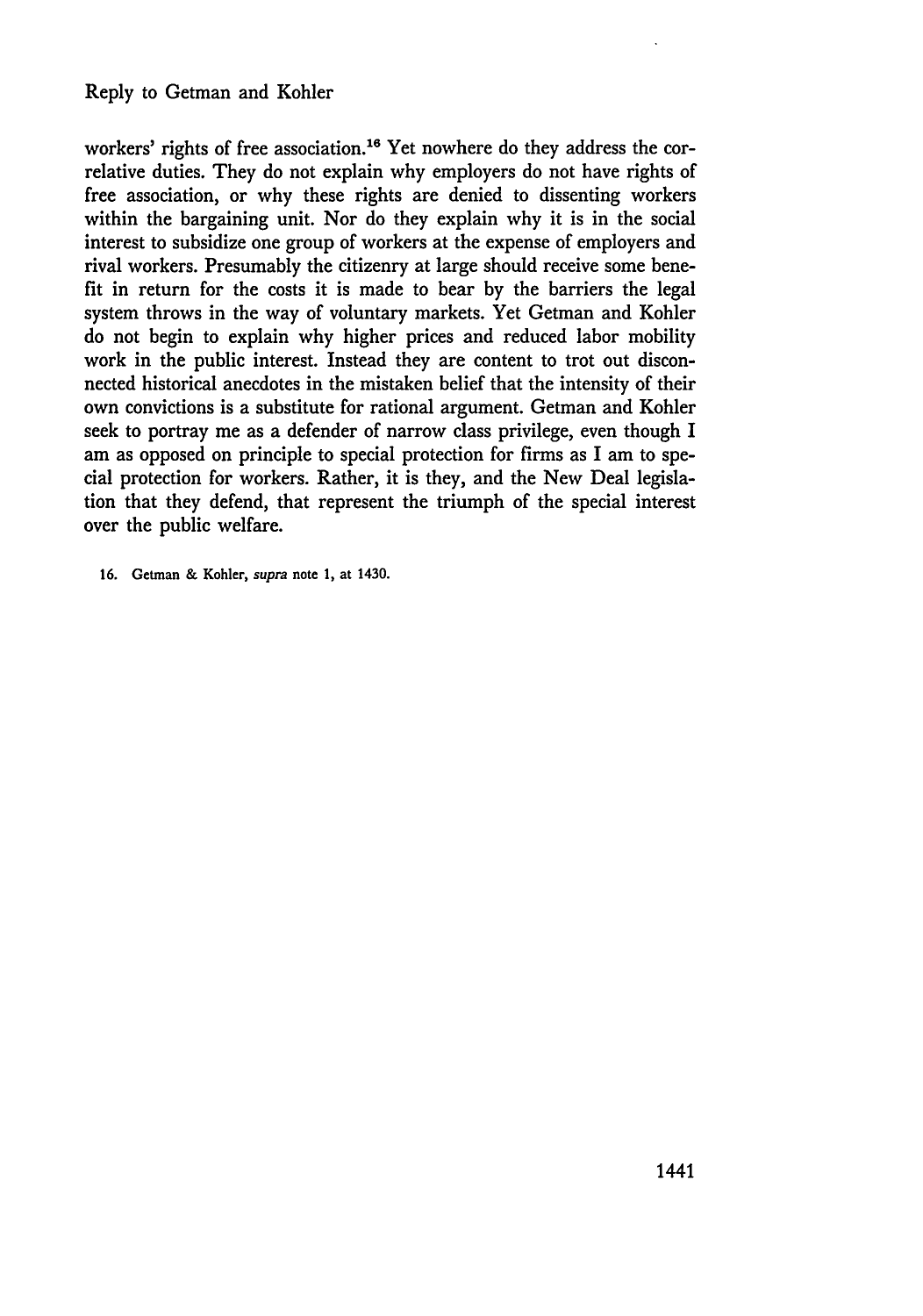workers' rights of free association.[16] Yet nowhere do they address the correlative duties. They do not explain why employers do not have rights of free association, or why these rights are denied to dissenting workers within the bargaining unit. Nor do they explain why it is in the social interest to subsidize one group of workers at the expense of employers and rival workers. Presumably the citizenry at large should receive some benefit in return for the costs it is made to bear by the barriers the legal system throws in the way of voluntary markets. Yet Getman and Kohler do not begin to explain why higher prices and reduced labor mobility work in the public interest. Instead they are content to trot out disconnected historical anecdotes in the mistaken belief that the intensity of their own convictions is a substitute for rational argument. Getman and Kohler seek to portray me as a defender of narrow class privilege, even though I am as opposed on principle to special protection for firms as I am to special protection for workers. Rather, it is they, and the New Deal legislation that they defend, that represent the triumph of the special interest over the public welfare.

16. Getman & Kohler, *supra* note 1, at 1430.